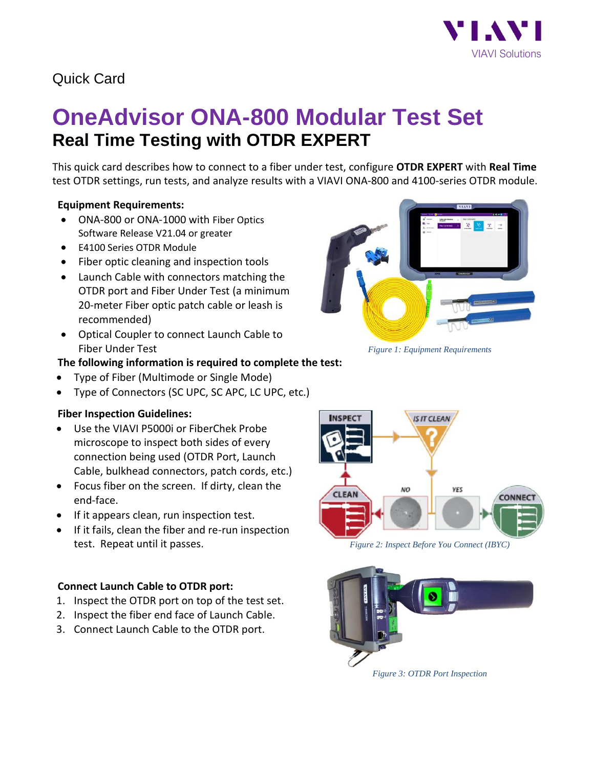Quick Card

# OneAdvisor ONA-800 Modular Test Set

## Real Time Testing with OTDR EXPERT

This quick card describes how to connect to a fiber under test, configure **OTDR EXPERT** with **Real Time** test OTDR settings, run tests, and analyze results with a VIAVI ONA-800 and 4100-series OTDR module.

**Equipment Requirements:**

- ONA-800 or ONA-1000 with Fiber Optics Software Release V21.04 or greater
- E4100 Series OTDR Module
- Fiber optic cleaning and inspection tools
- Launch Cable with connectors matching the OTDR port and Fiber Under Test (a minimum 20-meter Fiber optic patch cable or leash is recommended)
- Optical Coupler to connect Launch Cable to Fiber Under Test

*Figure 1: Equipment Requirements*

**The following information is required to complete the test:**

- Type of Fiber (Multimode or Single Mode)
- Type of Connectors (SC UPC, SC APC, LC UPC, etc.)

**Fiber Inspection Guidelines:**

- Use the VIAVI P5000i or FiberChek Probe microscope to inspect both sides of every connection being used (OTDR Port, Launch Cable, bulkhead connectors, patch cords, etc.)
- Focus fiber on the screen. If dirty, clean the end-face.
- If it appears clean, run inspection test.
- If it fails, clean the fiber and re-run inspection test. Repeat until it passes.

*Figure 2: Inspect Before You Connect (IBYC)*

**Connect Launch Cable to OTDR port:**

1. Inspect the OTDR port on top of the test set.
2. Inspect the fiber end face of Launch Cable.
3. Connect Launch Cable to the OTDR port.

*Figure 3: OTDR Port Inspection*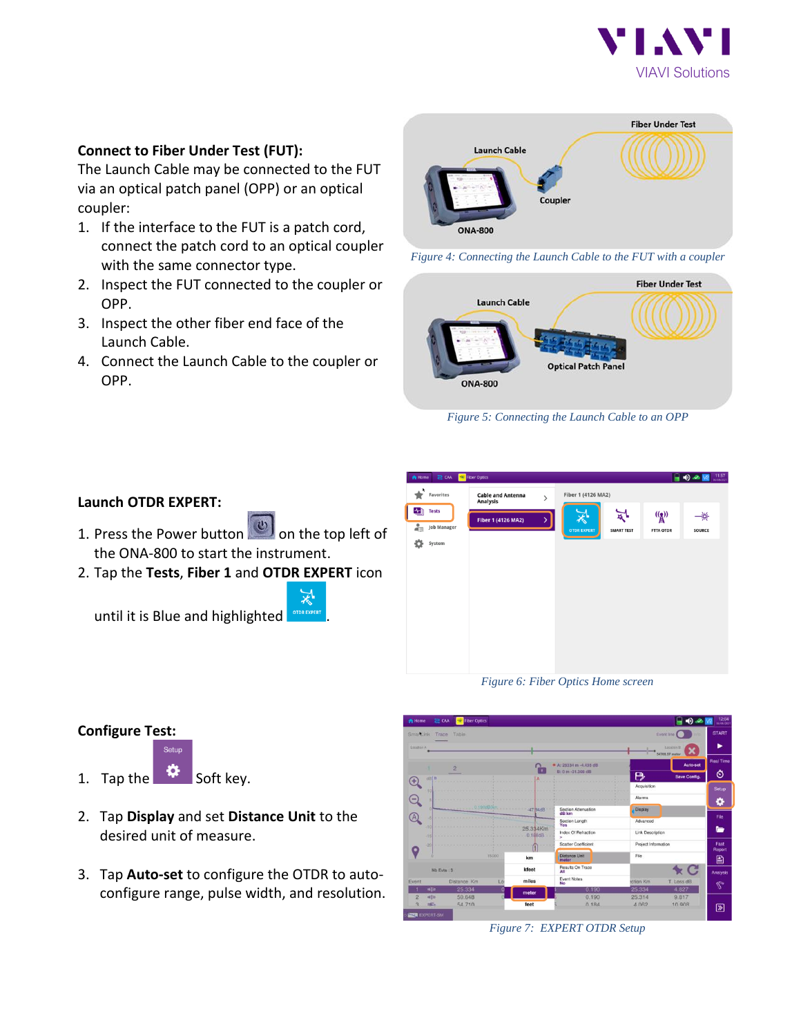**Connect to Fiber Under Test (FUT):**

The Launch Cable may be connected to the FUT via an optical patch panel (OPP) or an optical coupler:

1. If the interface to the FUT is a patch cord, connect the patch cord to an optical coupler with the same connector type.
2. Inspect the FUT connected to the coupler or OPP.
3. Inspect the other fiber end face of the Launch Cable.
4. Connect the Launch Cable to the coupler or OPP.

*Figure 4: Connecting the Launch Cable to the FUT with a coupler*

*Figure 5: Connecting the Launch Cable to an OPP*

**Launch OTDR EXPERT:**

1. Press the Power button on the top left of the ONA-800 to start the instrument.
2. Tap the **Tests**, **Fiber 1** and **OTDR EXPERT** icon until it is Blue and highlighted.

*Figure 6: Fiber Optics Home screen*

**Configure Test:**

1. Tap the Setup Soft key.
2. Tap **Display** and set **Distance Unit** to the desired unit of measure.
3. Tap **Auto-set** to configure the OTDR to auto-configure range, pulse width, and resolution.

*Figure 7: EXPERT OTDR Setup*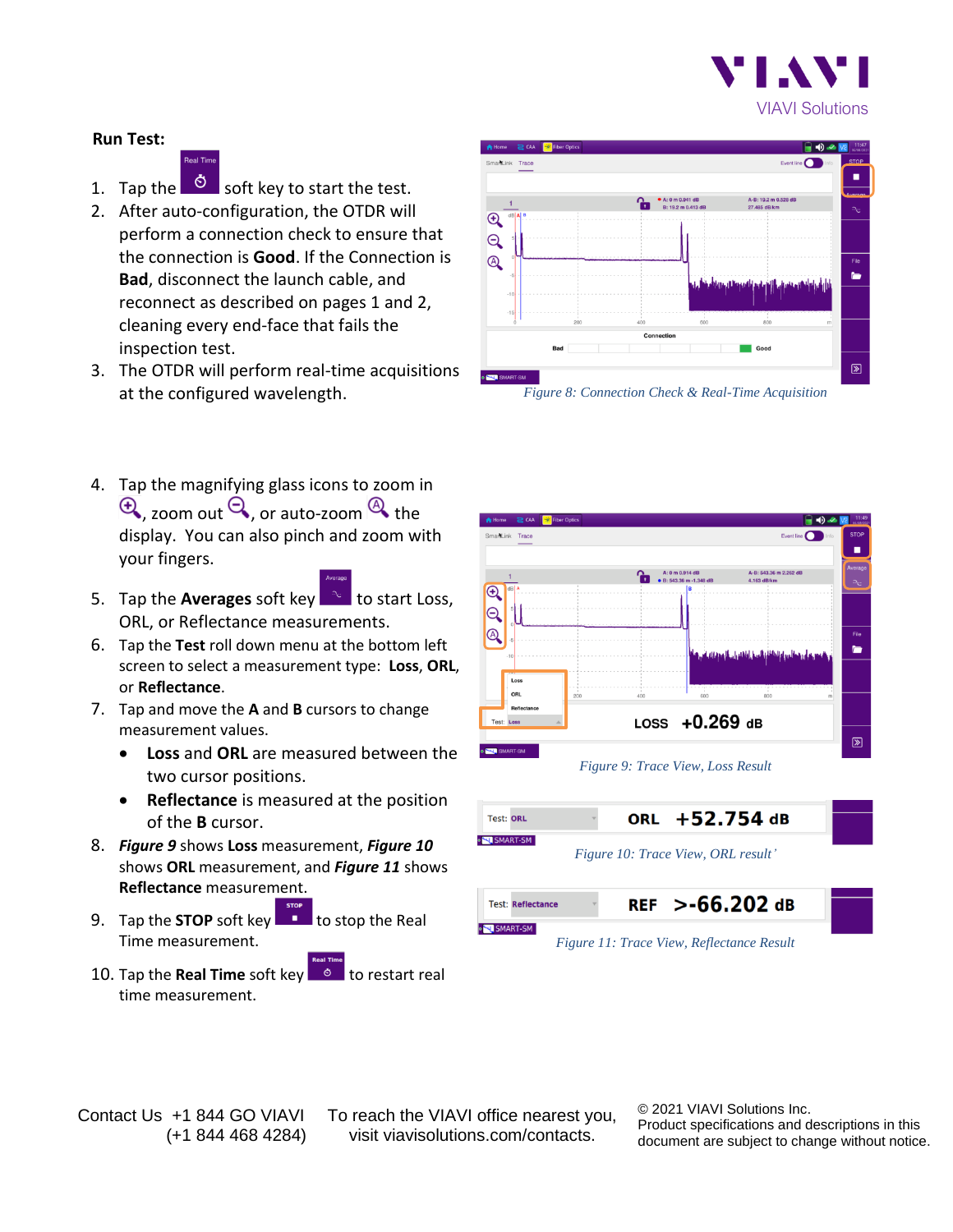**Run Test:**

1. Tap the Real Time soft key to start the test.
2. After auto-configuration, the OTDR will perform a connection check to ensure that the connection is **Good**. If the Connection is **Bad**, disconnect the launch cable, and reconnect as described on pages 1 and 2, cleaning every end-face that fails the inspection test.
3. The OTDR will perform real-time acquisitions at the configured wavelength.

*Figure 8: Connection Check & Real-Time Acquisition*

4. Tap the magnifying glass icons to zoom in, zoom out, or auto-zoom the display. You can also pinch and zoom with your fingers.
5. Tap the **Averages** soft key Average to start Loss, ORL, or Reflectance measurements.
6. Tap the **Test** roll down menu at the bottom left screen to select a measurement type: **Loss**, **ORL**, or **Reflectance**.
7. Tap and move the **A** and **B** cursors to change measurement values.
   - **Loss** and **ORL** are measured between the two cursor positions.
   - **Reflectance** is measured at the position of the **B** cursor.
8. ***Figure 9*** shows **Loss** measurement, ***Figure 10*** shows **ORL** measurement, and ***Figure 11*** shows **Reflectance** measurement.
9. Tap the **STOP** soft key STOP to stop the Real Time measurement.
10. Tap the **Real Time** soft key Real Time to restart real time measurement.

*Figure 9: Trace View, Loss Result*

*Figure 10: Trace View, ORL result'*

*Figure 11: Trace View, Reflectance Result*

Contact Us +1 844 GO VIAVI (+1 844 468 4284)

To reach the VIAVI office nearest you, visit viavisolutions.com/contacts.

© 2021 VIAVI Solutions Inc. Product specifications and descriptions in this document are subject to change without notice.